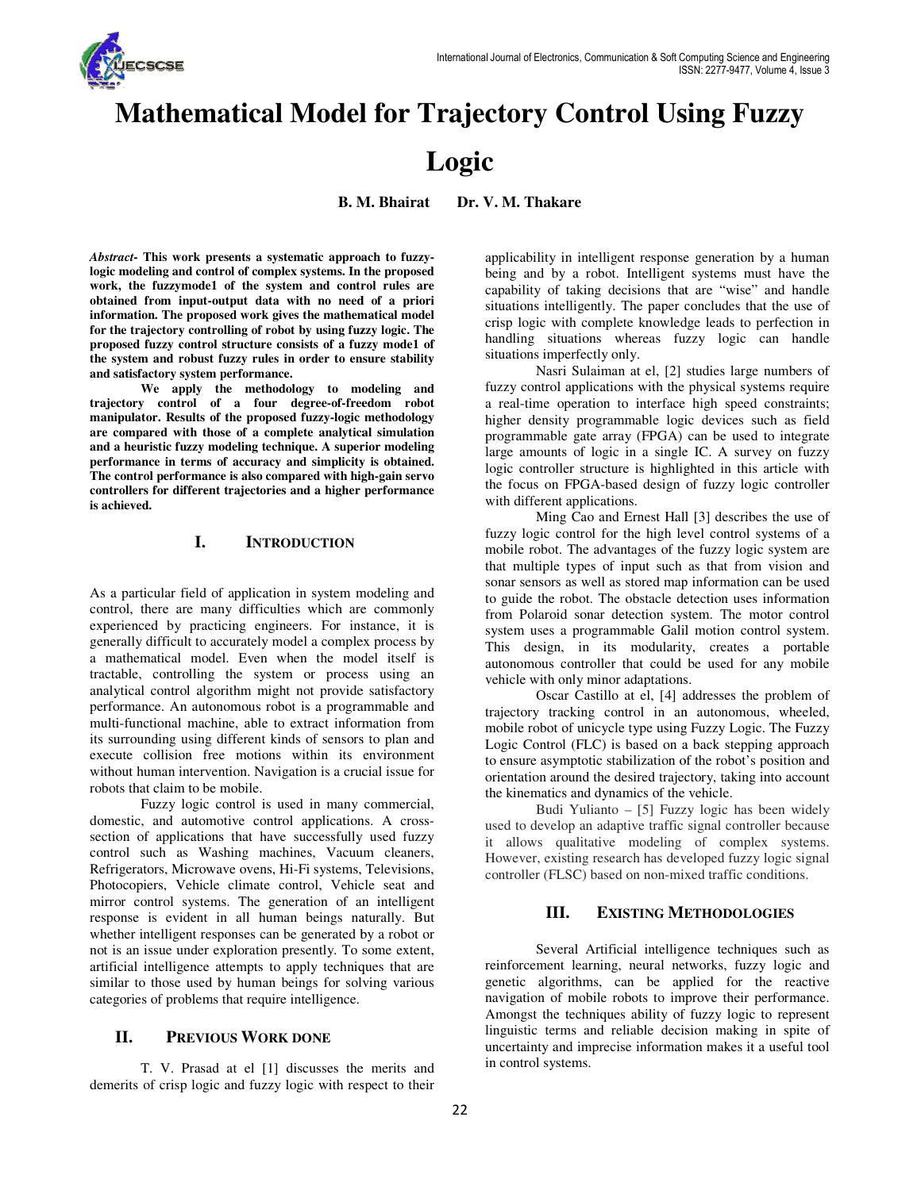# Mathematical Model for Trajectory Control Using Fuzzy Logic

**B. M. Bhairat Dr. V. M. Thakare**

***Abstract-*** **This work presents a systematic approach to fuzzy-logic modeling and control of complex systems. In the proposed work, the fuzzymode1 of the system and control rules are obtained from input-output data with no need of a priori information. The proposed work gives the mathematical model for the trajectory controlling of robot by using fuzzy logic. The proposed fuzzy control structure consists of a fuzzy mode1 of the system and robust fuzzy rules in order to ensure stability and satisfactory system performance.**

**We apply the methodology to modeling and trajectory control of a four degree-of-freedom robot manipulator. Results of the proposed fuzzy-logic methodology are compared with those of a complete analytical simulation and a heuristic fuzzy modeling technique. A superior modeling performance in terms of accuracy and simplicity is obtained. The control performance is also compared with high-gain servo controllers for different trajectories and a higher performance is achieved.**

## I. INTRODUCTION

As a particular field of application in system modeling and control, there are many difficulties which are commonly experienced by practicing engineers. For instance, it is generally difficult to accurately model a complex process by a mathematical model. Even when the model itself is tractable, controlling the system or process using an analytical control algorithm might not provide satisfactory performance. An autonomous robot is a programmable and multi-functional machine, able to extract information from its surrounding using different kinds of sensors to plan and execute collision free motions within its environment without human intervention. Navigation is a crucial issue for robots that claim to be mobile.

Fuzzy logic control is used in many commercial, domestic, and automotive control applications. A cross-section of applications that have successfully used fuzzy control such as Washing machines, Vacuum cleaners, Refrigerators, Microwave ovens, Hi-Fi systems, Televisions, Photocopiers, Vehicle climate control, Vehicle seat and mirror control systems. The generation of an intelligent response is evident in all human beings naturally. But whether intelligent responses can be generated by a robot or not is an issue under exploration presently. To some extent, artificial intelligence attempts to apply techniques that are similar to those used by human beings for solving various categories of problems that require intelligence.

## II. PREVIOUS WORK DONE

T. V. Prasad at el [1] discusses the merits and demerits of crisp logic and fuzzy logic with respect to their applicability in intelligent response generation by a human being and by a robot. Intelligent systems must have the capability of taking decisions that are "wise" and handle situations intelligently. The paper concludes that the use of crisp logic with complete knowledge leads to perfection in handling situations whereas fuzzy logic can handle situations imperfectly only.

Nasri Sulaiman at el, [2] studies large numbers of fuzzy control applications with the physical systems require a real-time operation to interface high speed constraints; higher density programmable logic devices such as field programmable gate array (FPGA) can be used to integrate large amounts of logic in a single IC. A survey on fuzzy logic controller structure is highlighted in this article with the focus on FPGA-based design of fuzzy logic controller with different applications.

Ming Cao and Ernest Hall [3] describes the use of fuzzy logic control for the high level control systems of a mobile robot. The advantages of the fuzzy logic system are that multiple types of input such as that from vision and sonar sensors as well as stored map information can be used to guide the robot. The obstacle detection uses information from Polaroid sonar detection system. The motor control system uses a programmable Galil motion control system. This design, in its modularity, creates a portable autonomous controller that could be used for any mobile vehicle with only minor adaptations.

Oscar Castillo at el, [4] addresses the problem of trajectory tracking control in an autonomous, wheeled, mobile robot of unicycle type using Fuzzy Logic. The Fuzzy Logic Control (FLC) is based on a back stepping approach to ensure asymptotic stabilization of the robot's position and orientation around the desired trajectory, taking into account the kinematics and dynamics of the vehicle.

Budi Yulianto – [5] Fuzzy logic has been widely used to develop an adaptive traffic signal controller because it allows qualitative modeling of complex systems. However, existing research has developed fuzzy logic signal controller (FLSC) based on non-mixed traffic conditions.

## III. EXISTING METHODOLOGIES

Several Artificial intelligence techniques such as reinforcement learning, neural networks, fuzzy logic and genetic algorithms, can be applied for the reactive navigation of mobile robots to improve their performance. Amongst the techniques ability of fuzzy logic to represent linguistic terms and reliable decision making in spite of uncertainty and imprecise information makes it a useful tool in control systems.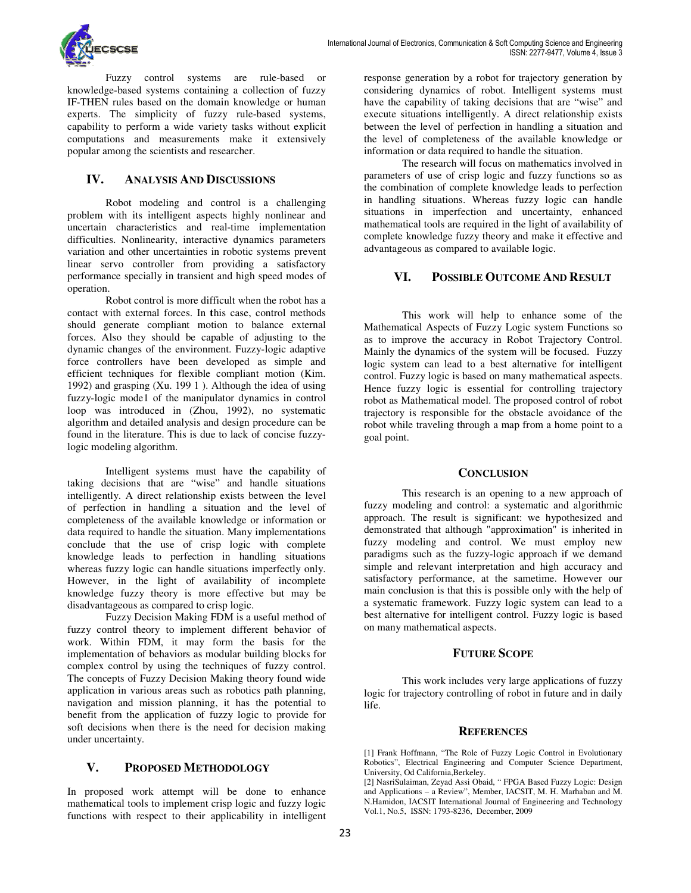Fuzzy control systems are rule-based or knowledge-based systems containing a collection of fuzzy IF-THEN rules based on the domain knowledge or human experts. The simplicity of fuzzy rule-based systems, capability to perform a wide variety tasks without explicit computations and measurements make it extensively popular among the scientists and researcher.

## IV. Analysis And Discussions

Robot modeling and control is a challenging problem with its intelligent aspects highly nonlinear and uncertain characteristics and real-time implementation difficulties. Nonlinearity, interactive dynamics parameters variation and other uncertainties in robotic systems prevent linear servo controller from providing a satisfactory performance specially in transient and high speed modes of operation.

Robot control is more difficult when the robot has a contact with external forces. In this case, control methods should generate compliant motion to balance external forces. Also they should be capable of adjusting to the dynamic changes of the environment. Fuzzy-logic adaptive force controllers have been developed as simple and efficient techniques for flexible compliant motion (Kim. 1992) and grasping (Xu. 199 1 ). Although the idea of using fuzzy-logic mode1 of the manipulator dynamics in control loop was introduced in (Zhou, 1992), no systematic algorithm and detailed analysis and design procedure can be found in the literature. This is due to lack of concise fuzzy-logic modeling algorithm.

Intelligent systems must have the capability of taking decisions that are "wise" and handle situations intelligently. A direct relationship exists between the level of perfection in handling a situation and the level of completeness of the available knowledge or information or data required to handle the situation. Many implementations conclude that the use of crisp logic with complete knowledge leads to perfection in handling situations whereas fuzzy logic can handle situations imperfectly only. However, in the light of availability of incomplete knowledge fuzzy theory is more effective but may be disadvantageous as compared to crisp logic.

Fuzzy Decision Making FDM is a useful method of fuzzy control theory to implement different behavior of work. Within FDM, it may form the basis for the implementation of behaviors as modular building blocks for complex control by using the techniques of fuzzy control. The concepts of Fuzzy Decision Making theory found wide application in various areas such as robotics path planning, navigation and mission planning, it has the potential to benefit from the application of fuzzy logic to provide for soft decisions when there is the need for decision making under uncertainty.

## V. Proposed Methodology

In proposed work attempt will be done to enhance mathematical tools to implement crisp logic and fuzzy logic functions with respect to their applicability in intelligent response generation by a robot for trajectory generation by considering dynamics of robot. Intelligent systems must have the capability of taking decisions that are "wise" and execute situations intelligently. A direct relationship exists between the level of perfection in handling a situation and the level of completeness of the available knowledge or information or data required to handle the situation.

The research will focus on mathematics involved in parameters of use of crisp logic and fuzzy functions so as the combination of complete knowledge leads to perfection in handling situations. Whereas fuzzy logic can handle situations in imperfection and uncertainty, enhanced mathematical tools are required in the light of availability of complete knowledge fuzzy theory and make it effective and advantageous as compared to available logic.

## VI. Possible Outcome And Result

This work will help to enhance some of the Mathematical Aspects of Fuzzy Logic system Functions so as to improve the accuracy in Robot Trajectory Control. Mainly the dynamics of the system will be focused. Fuzzy logic system can lead to a best alternative for intelligent control. Fuzzy logic is based on many mathematical aspects. Hence fuzzy logic is essential for controlling trajectory robot as Mathematical model. The proposed control of robot trajectory is responsible for the obstacle avoidance of the robot while traveling through a map from a home point to a goal point.

## Conclusion

This research is an opening to a new approach of fuzzy modeling and control: a systematic and algorithmic approach. The result is significant: we hypothesized and demonstrated that although "approximation" is inherited in fuzzy modeling and control. We must employ new paradigms such as the fuzzy-logic approach if we demand simple and relevant interpretation and high accuracy and satisfactory performance, at the sametime. However our main conclusion is that this is possible only with the help of a systematic framework. Fuzzy logic system can lead to a best alternative for intelligent control. Fuzzy logic is based on many mathematical aspects.

## Future Scope

This work includes very large applications of fuzzy logic for trajectory controlling of robot in future and in daily life.

## References

[1] Frank Hoffmann, "The Role of Fuzzy Logic Control in Evolutionary Robotics", Electrical Engineering and Computer Science Department, University, Od California,Berkeley.

[2] NasriSulaiman, Zeyad Assi Obaid, " FPGA Based Fuzzy Logic: Design and Applications – a Review", Member, IACSIT, M. H. Marhaban and M. N.Hamidon, IACSIT International Journal of Engineering and Technology Vol.1, No.5, ISSN: 1793-8236, December, 2009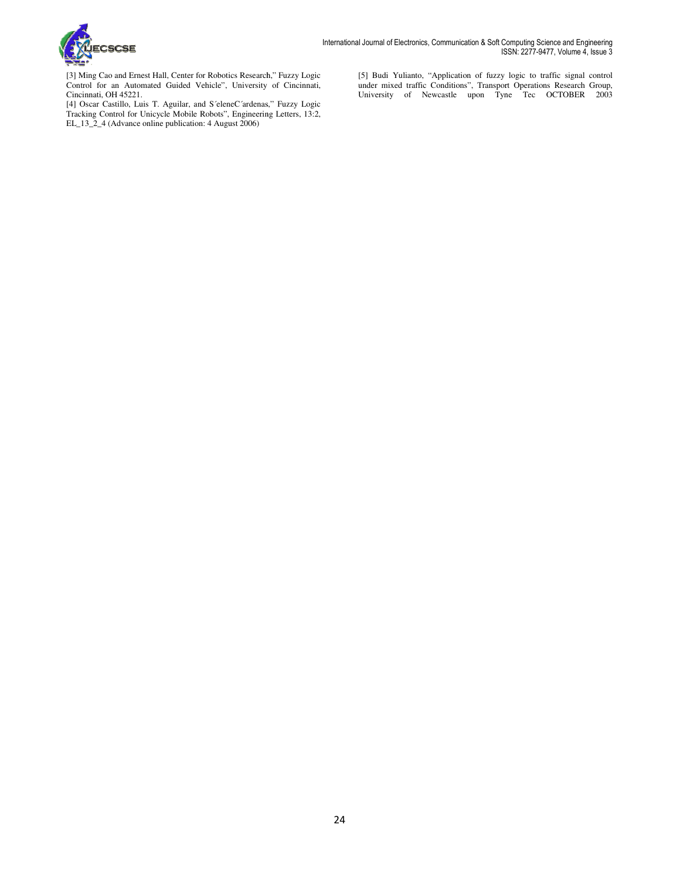[3] Ming Cao and Ernest Hall, Center for Robotics Research," Fuzzy Logic Control for an Automated Guided Vehicle", University of Cincinnati, Cincinnati, OH 45221.

[4] Oscar Castillo, Luis T. Aguilar, and S´eleneC´ardenas," Fuzzy Logic Tracking Control for Unicycle Mobile Robots", Engineering Letters, 13:2, EL_13_2_4 (Advance online publication: 4 August 2006)

[5] Budi Yulianto, "Application of fuzzy logic to traffic signal control under mixed traffic Conditions", Transport Operations Research Group, University of Newcastle upon Tyne Tec OCTOBER 2003